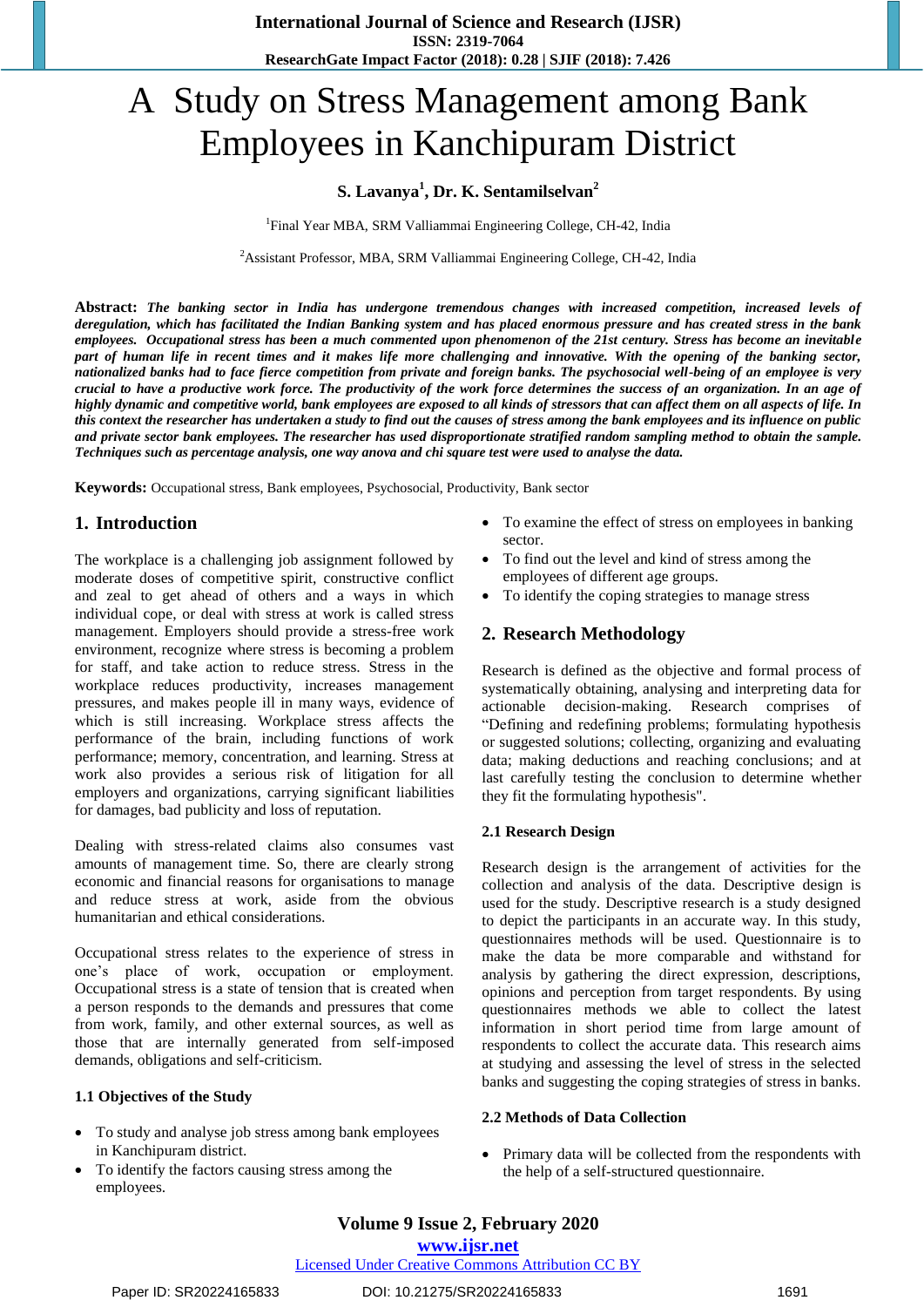# A Study on Stress Management among Bank Employees in Kanchipuram District

**S. Lavanya[1], Dr. K. Sentamilselvan[2]**

[1]Final Year MBA, SRM Valliammai Engineering College, CH-42, India

[2]Assistant Professor, MBA, SRM Valliammai Engineering College, CH-42, India

**Abstract:** ***The banking sector in India has undergone tremendous changes with increased competition, increased levels of deregulation, which has facilitated the Indian Banking system and has placed enormous pressure and has created stress in the bank employees. Occupational stress has been a much commented upon phenomenon of the 21st century. Stress has become an inevitable part of human life in recent times and it makes life more challenging and innovative. With the opening of the banking sector, nationalized banks had to face fierce competition from private and foreign banks. The psychosocial well-being of an employee is very crucial to have a productive work force. The productivity of the work force determines the success of an organization. In an age of highly dynamic and competitive world, bank employees are exposed to all kinds of stressors that can affect them on all aspects of life. In this context the researcher has undertaken a study to find out the causes of stress among the bank employees and its influence on public and private sector bank employees. The researcher has used disproportionate stratified random sampling method to obtain the sample. Techniques such as percentage analysis, one way anova and chi square test were used to analyse the data.***

**Keywords:** Occupational stress, Bank employees, Psychosocial, Productivity, Bank sector

## 1. Introduction

The workplace is a challenging job assignment followed by moderate doses of competitive spirit, constructive conflict and zeal to get ahead of others and a ways in which individual cope, or deal with stress at work is called stress management. Employers should provide a stress-free work environment, recognize where stress is becoming a problem for staff, and take action to reduce stress. Stress in the workplace reduces productivity, increases management pressures, and makes people ill in many ways, evidence of which is still increasing. Workplace stress affects the performance of the brain, including functions of work performance; memory, concentration, and learning. Stress at work also provides a serious risk of litigation for all employers and organizations, carrying significant liabilities for damages, bad publicity and loss of reputation.

Dealing with stress-related claims also consumes vast amounts of management time. So, there are clearly strong economic and financial reasons for organisations to manage and reduce stress at work, aside from the obvious humanitarian and ethical considerations.

Occupational stress relates to the experience of stress in one's place of work, occupation or employment. Occupational stress is a state of tension that is created when a person responds to the demands and pressures that come from work, family, and other external sources, as well as those that are internally generated from self-imposed demands, obligations and self-criticism.

### 1.1 Objectives of the Study

- To study and analyse job stress among bank employees in Kanchipuram district.
- To identify the factors causing stress among the employees.
- To examine the effect of stress on employees in banking sector.
- To find out the level and kind of stress among the employees of different age groups.
- To identify the coping strategies to manage stress

## 2. Research Methodology

Research is defined as the objective and formal process of systematically obtaining, analysing and interpreting data for actionable decision-making. Research comprises of "Defining and redefining problems; formulating hypothesis or suggested solutions; collecting, organizing and evaluating data; making deductions and reaching conclusions; and at last carefully testing the conclusion to determine whether they fit the formulating hypothesis".

### 2.1 Research Design

Research design is the arrangement of activities for the collection and analysis of the data. Descriptive design is used for the study. Descriptive research is a study designed to depict the participants in an accurate way. In this study, questionnaires methods will be used. Questionnaire is to make the data be more comparable and withstand for analysis by gathering the direct expression, descriptions, opinions and perception from target respondents. By using questionnaires methods we able to collect the latest information in short period time from large amount of respondents to collect the accurate data. This research aims at studying and assessing the level of stress in the selected banks and suggesting the coping strategies of stress in banks.

### 2.2 Methods of Data Collection

- Primary data will be collected from the respondents with the help of a self-structured questionnaire.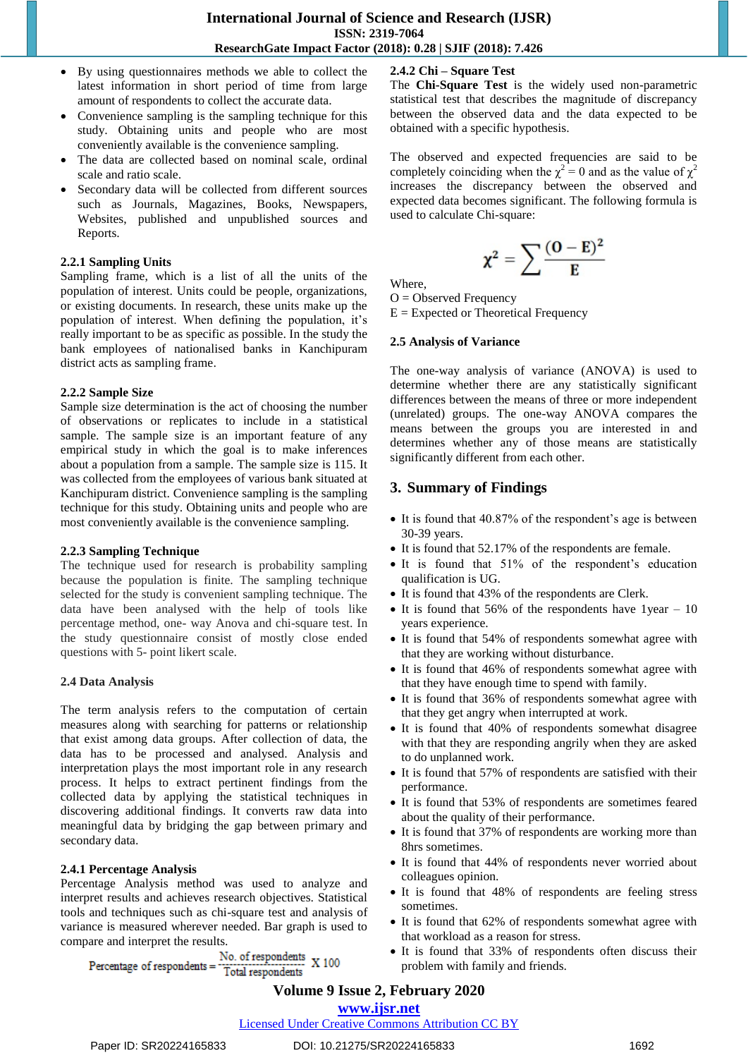- By using questionnaires methods we able to collect the latest information in short period of time from large amount of respondents to collect the accurate data.
- Convenience sampling is the sampling technique for this study. Obtaining units and people who are most conveniently available is the convenience sampling.
- The data are collected based on nominal scale, ordinal scale and ratio scale.
- Secondary data will be collected from different sources such as Journals, Magazines, Books, Newspapers, Websites, published and unpublished sources and Reports.

### 2.2.1 Sampling Units

Sampling frame, which is a list of all the units of the population of interest. Units could be people, organizations, or existing documents. In research, these units make up the population of interest. When defining the population, it's really important to be as specific as possible. In the study the bank employees of nationalised banks in Kanchipuram district acts as sampling frame.

### 2.2.2 Sample Size

Sample size determination is the act of choosing the number of observations or replicates to include in a statistical sample. The sample size is an important feature of any empirical study in which the goal is to make inferences about a population from a sample. The sample size is 115. It was collected from the employees of various bank situated at Kanchipuram district. Convenience sampling is the sampling technique for this study. Obtaining units and people who are most conveniently available is the convenience sampling.

### 2.2.3 Sampling Technique

The technique used for research is probability sampling because the population is finite. The sampling technique selected for the study is convenient sampling technique. The data have been analysed with the help of tools like percentage method, one- way Anova and chi-square test. In the study questionnaire consist of mostly close ended questions with 5- point likert scale.

### 2.4 Data Analysis

The term analysis refers to the computation of certain measures along with searching for patterns or relationship that exist among data groups. After collection of data, the data has to be processed and analysed. Analysis and interpretation plays the most important role in any research process. It helps to extract pertinent findings from the collected data by applying the statistical techniques in discovering additional findings. It converts raw data into meaningful data by bridging the gap between primary and secondary data.

### 2.4.1 Percentage Analysis

Percentage Analysis method was used to analyze and interpret results and achieves research objectives. Statistical tools and techniques such as chi-square test and analysis of variance is measured wherever needed. Bar graph is used to compare and interpret the results.

$$\text{Percentage of respondents} = \frac{\text{No. of respondents}}{\text{Total respondents}} \times 100$$

### 2.4.2 Chi – Square Test

The **Chi-Square Test** is the widely used non-parametric statistical test that describes the magnitude of discrepancy between the observed data and the data expected to be obtained with a specific hypothesis.

The observed and expected frequencies are said to be completely coinciding when the $\chi^2 = 0$ and as the value of $\chi^2$ increases the discrepancy between the observed and expected data becomes significant. The following formula is used to calculate Chi-square:

$$\chi^2 = \sum \frac{(O - E)^2}{E}$$

Where,
O = Observed Frequency
E = Expected or Theoretical Frequency

### 2.5 Analysis of Variance

The one-way analysis of variance (ANOVA) is used to determine whether there are any statistically significant differences between the means of three or more independent (unrelated) groups. The one-way ANOVA compares the means between the groups you are interested in and determines whether any of those means are statistically significantly different from each other.

## 3. Summary of Findings

- It is found that 40.87% of the respondent's age is between 30-39 years.
- It is found that 52.17% of the respondents are female.
- It is found that 51% of the respondent's education qualification is UG.
- It is found that 43% of the respondents are Clerk.
- It is found that 56% of the respondents have 1year – 10 years experience.
- It is found that 54% of respondents somewhat agree with that they are working without disturbance.
- It is found that 46% of respondents somewhat agree with that they have enough time to spend with family.
- It is found that 36% of respondents somewhat agree with that they get angry when interrupted at work.
- It is found that 40% of respondents somewhat disagree with that they are responding angrily when they are asked to do unplanned work.
- It is found that 57% of respondents are satisfied with their performance.
- It is found that 53% of respondents are sometimes feared about the quality of their performance.
- It is found that 37% of respondents are working more than 8hrs sometimes.
- It is found that 44% of respondents never worried about colleagues opinion.
- It is found that 48% of respondents are feeling stress sometimes.
- It is found that 62% of respondents somewhat agree with that workload as a reason for stress.
- It is found that 33% of respondents often discuss their problem with family and friends.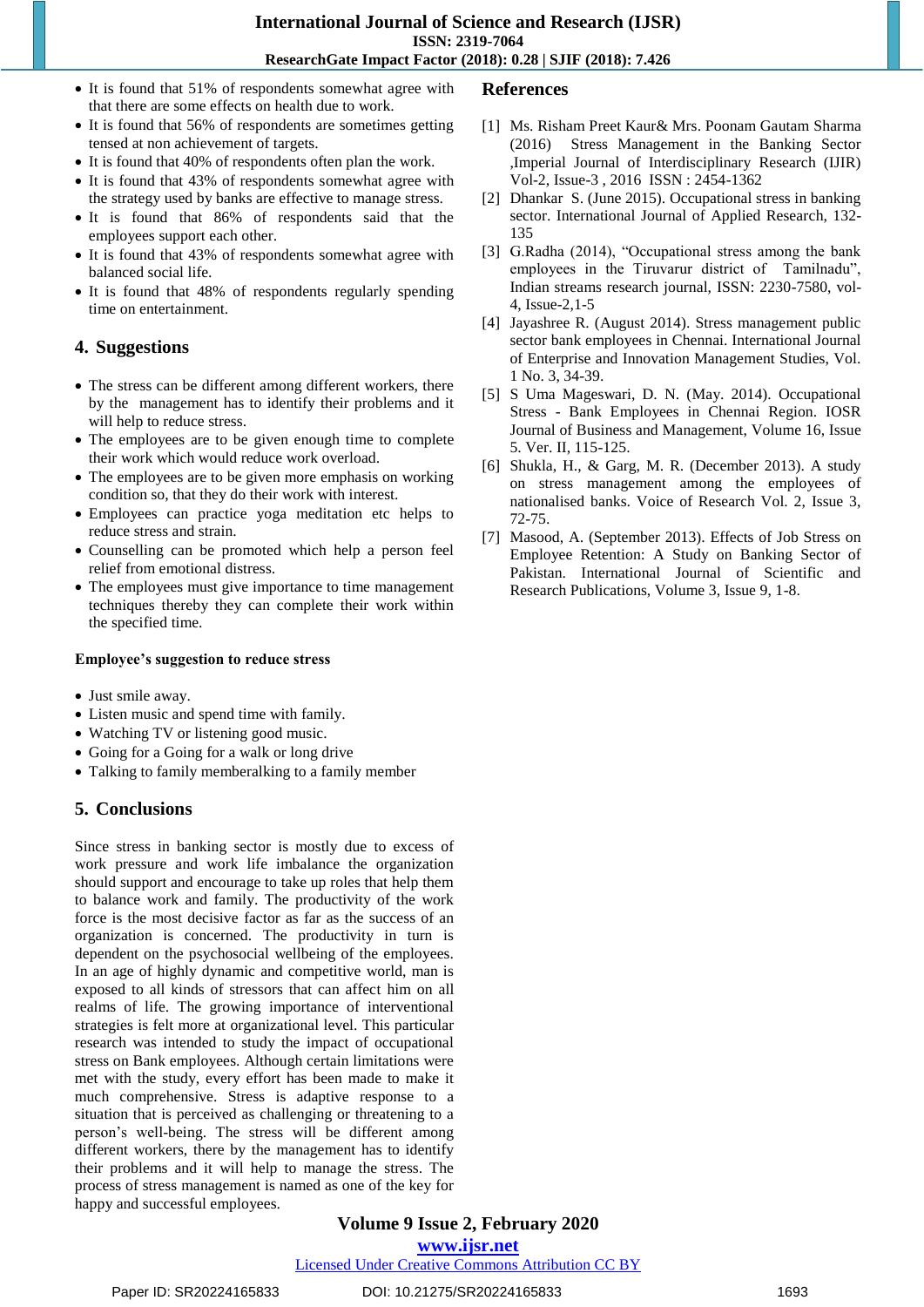- It is found that 51% of respondents somewhat agree with that there are some effects on health due to work.
- It is found that 56% of respondents are sometimes getting tensed at non achievement of targets.
- It is found that 40% of respondents often plan the work.
- It is found that 43% of respondents somewhat agree with the strategy used by banks are effective to manage stress.
- It is found that 86% of respondents said that the employees support each other.
- It is found that 43% of respondents somewhat agree with balanced social life.
- It is found that 48% of respondents regularly spending time on entertainment.

## 4. Suggestions

- The stress can be different among different workers, there by the management has to identify their problems and it will help to reduce stress.
- The employees are to be given enough time to complete their work which would reduce work overload.
- The employees are to be given more emphasis on working condition so, that they do their work with interest.
- Employees can practice yoga meditation etc helps to reduce stress and strain.
- Counselling can be promoted which help a person feel relief from emotional distress.
- The employees must give importance to time management techniques thereby they can complete their work within the specified time.

**Employee's suggestion to reduce stress**

- Just smile away.
- Listen music and spend time with family.
- Watching TV or listening good music.
- Going for a Going for a walk or long drive
- Talking to family memberalking to a family member

## 5. Conclusions

Since stress in banking sector is mostly due to excess of work pressure and work life imbalance the organization should support and encourage to take up roles that help them to balance work and family. The productivity of the work force is the most decisive factor as far as the success of an organization is concerned. The productivity in turn is dependent on the psychosocial wellbeing of the employees. In an age of highly dynamic and competitive world, man is exposed to all kinds of stressors that can affect him on all realms of life. The growing importance of interventional strategies is felt more at organizational level. This particular research was intended to study the impact of occupational stress on Bank employees. Although certain limitations were met with the study, every effort has been made to make it much comprehensive. Stress is adaptive response to a situation that is perceived as challenging or threatening to a person's well-being. The stress will be different among different workers, there by the management has to identify their problems and it will help to manage the stress. The process of stress management is named as one of the key for happy and successful employees.

## References

[1] Ms. Risham Preet Kaur& Mrs. Poonam Gautam Sharma (2016) Stress Management in the Banking Sector ,Imperial Journal of Interdisciplinary Research (IJIR) Vol-2, Issue-3 , 2016 ISSN : 2454-1362

[2] Dhankar S. (June 2015). Occupational stress in banking sector. International Journal of Applied Research, 132-135

[3] G.Radha (2014), "Occupational stress among the bank employees in the Tiruvarur district of Tamilnadu", Indian streams research journal, ISSN: 2230-7580, vol-4, Issue-2,1-5

[4] Jayashree R. (August 2014). Stress management public sector bank employees in Chennai. International Journal of Enterprise and Innovation Management Studies, Vol. 1 No. 3, 34-39.

[5] S Uma Mageswari, D. N. (May. 2014). Occupational Stress - Bank Employees in Chennai Region. IOSR Journal of Business and Management, Volume 16, Issue 5. Ver. II, 115-125.

[6] Shukla, H., & Garg, M. R. (December 2013). A study on stress management among the employees of nationalised banks. Voice of Research Vol. 2, Issue 3, 72-75.

[7] Masood, A. (September 2013). Effects of Job Stress on Employee Retention: A Study on Banking Sector of Pakistan. International Journal of Scientific and Research Publications, Volume 3, Issue 9, 1-8.